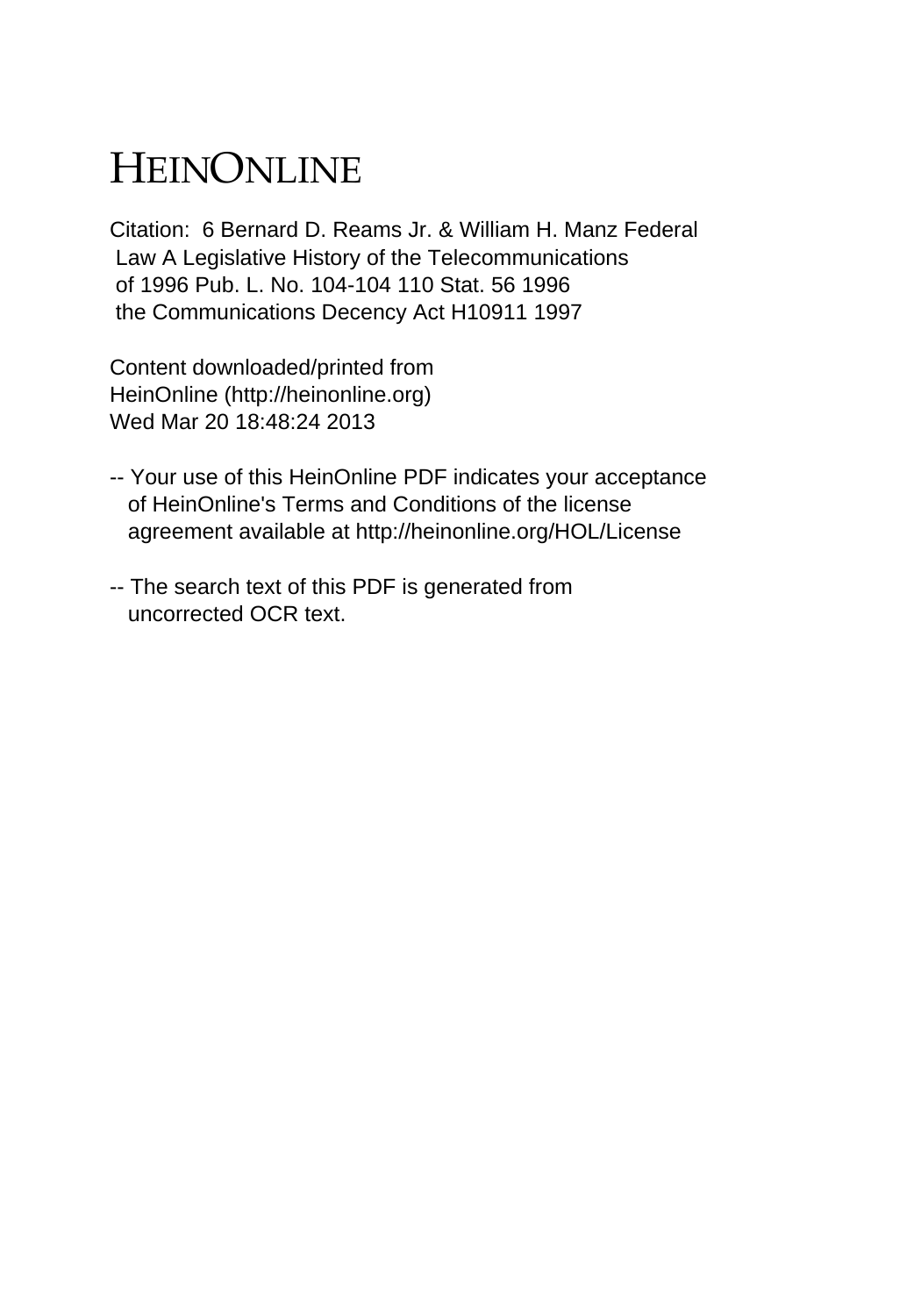# HEINONLINE

Citation: 6 Bernard D. Reams Jr. & William H. Manz Federal Law A Legislative History of the Telecommunications of 1996 Pub. L. No. 104-104 110 Stat. 56 1996 the Communications Decency Act H10911 1997

Content downloaded/printed from HeinOnline (http://heinonline.org) Wed Mar 20 18:48:24 2013

-- Your use of this HeinOnline PDF indicates your acceptance of HeinOnline's Terms and Conditions of the license agreement available at http://heinonline.org/HOL/License

-- The search text of this PDF is generated from uncorrected OCR text.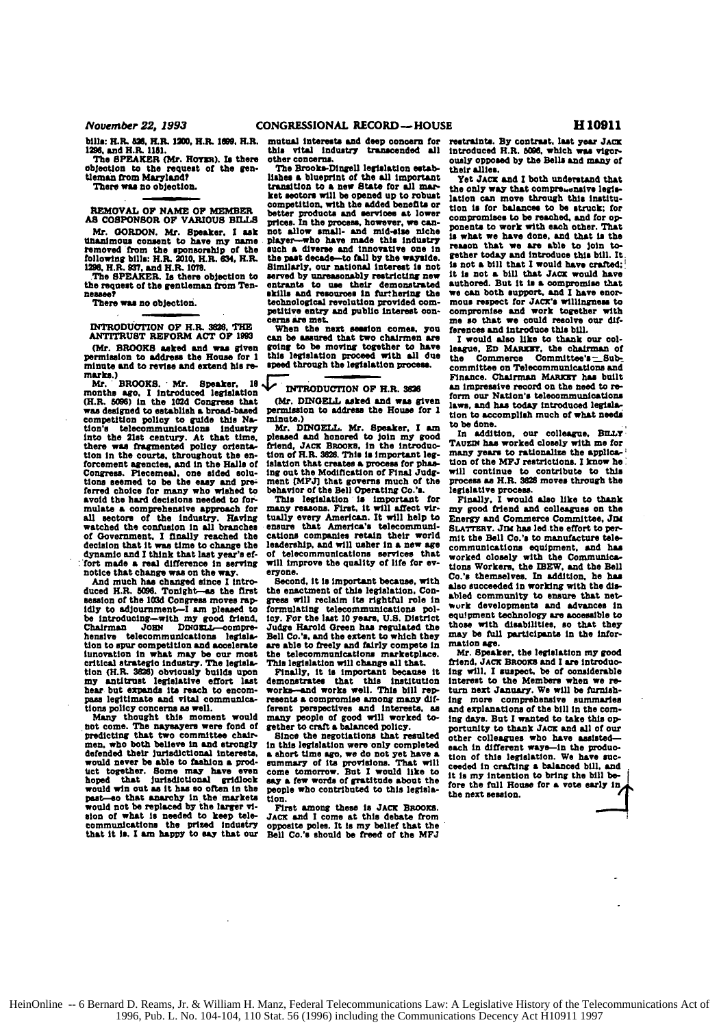bills: H.R. 526, H.R. 1200, H.R. 1699, H.R. 1296, and H.R. 1181.

The SPEAKER (Mr. HOYER). Is there objection to the request of the gentleman from Maryland?

There was no objection.

## REMOVAL OF NAME OF MEMBER AS COSPONSOR OF VARIOUS BILLS

Mr. GORDON. Mr. Speaker, I ask unanimous consent to have my name removed from the sponsorship of the following bills: H.R. 2010, H.R. 634, H.R. 1296, H.R. 937, and H.R. 1078.

The SPEAKER. Is there objection to the request of the gentleman from Tennessee?

There was no objection.

## INTRODUCTION OF H.R. 3626, THE ANTITRUST REFORM ACT OF 1993

(Mr. BROOKS asked and was given permission to address the House for 1 minute and to revise and extend his remarks.)

Mr. BROOKS. Mr. Speaker, 18 months ago, I introduced legislation (H.R. 5096) in the 102d Congress that was designed to establish a broad-based competition policy to guide this Nation's telecommunications industry into the 21st century. At that time, there was fragmented policy orientation in the courts, throughout the enforcement agencies, and in the Halls of Congress. Piecemeal, one sided solutions seemed to be the easy and preferred choice for many who wished to avoid the hard decisions needed to formulate a comprehensive approach for all sectors of the industry. Having watched the confusion in all branches of Government, I finally reached the decision that it was time to change the dynamic and I think that last year's effort made a real difference in serving notice that change was on the way.

And much has changed since I introduced H.R. 5096. Tonight—as the first session of the 103d Congress moves rapidly to adjournment—I am pleased to be introducing—with my good friend, Chairman JOHN DINGELL—comprehensive telecommunications legislation to spur competition and accelerate innovation in what may be our most critical strategic industry. The legislation (H.R. 3626) obviously builds upon my antitrust legislative effort last hear but expands its reach to encompass legitimate and vital communications policy concerns as well.

Many thought this moment would not come. The naysayers were fond of predicting that two committee chairmen, who both believe in and strongly defended their jurisdictional interests, would never be able to fashion a product together. Some may have even hoped that jurisdictional gridlock would win out as it has so often in the past—so that anarchy in the markets would not be replaced by the larger vision of what is needed to keep telecommunications the prized industry that it is. I am happy to say that our mutual interests and deep concern for this vital industry transcended all other concerns.

The Brooks-Dingell legislation establishes a blueprint of the all important transition to a new State for all market sectors will be opened up to robust competition, with the added benefits or better products and services at lower prices. In the process, however, we cannot allow small- and mid-size niche player—who have made this industry such a diverse and innovative one in the past decade—to fall by the wayside. Similarly, our national interest is not served by unreasonably restricting new entrants to use their demonstrated skills and resources in furthering the technological revolution provided competitive entry and public interest concerns are met.

When the next session comes, you can be assured that two chairmen are going to be moving together to have this legislation proceed with all due speed through the legislation process.

## INTRODUCTION OF H.R. 3626

(Mr. DINGELL asked and was given permission to address the House for 1 minute.)

Mr. DINGELL. Mr. Speaker, I am pleased and honored to join my good friend, JACK BROOKS, in the introduction of H.R. 3626. This is important legislation that creates a process for phasing out the Modification of Final Judgment [MFJ] that governs much of the behavior of the Bell Operating Co.'s.

This legislation is important for many reasons. First, it will affect virtually every American. It will help to ensure that America's telecommunications companies retain their world leadership, and will usher in a new age of telecommunications services that will improve the quality of life for everyone.

Second, it is important because, with the enactment of this legislation, Congress will reclaim its rightful role in formulating telecommunications policy. For the last 10 years, U.S. District Judge Harold Green has regulated the Bell Co.'s, and the extent to which they are able to freely and fairly compete in the telecommunications marketplace. This legislation will change all that.

Finally, it is important because it demonstrates that this institution works—and works well. This bill represents a compromise among many different perspectives and interests, as many people of good will worked together to craft a balanced policy.

Since the negotiations that resulted in this legislation were only completed a short time ago, we do not yet have a summary of its provisions. That will come tomorrow. But I would like to say a few words of gratitude about the people who contributed to this legislation.

First among these is JACK BROOKS. JACK and I come at this debate from opposite poles. It is my belief that the Bell Co.'s should be freed of the MFJ restraints. By contrast, last year JACK introduced H.R. 5096, which was vigorously opposed by the Bells and many of their allies.

Yet JACK and I both understand that the only way that comprehensive legislation can move through this institution is for balances to be struck; for compromises to be reached, and for opponents to work with each other. That is what we have done, and that is the reason that we are able to join together today and introduce this bill. It is not a bill that I would have crafted; it is not a bill that JACK would have authored. But it is a compromise that we can both support, and I have enormous respect for JACK's willingness to compromise and work together with me so that we could resolve our differences and introduce this bill.

I would also like to thank our colleague, ED MARKEY, the chairman of the Commerce Committee's Subcommittee on Telecommunications and Finance. Chairman MARKEY has built an impressive record on the need to reform our Nation's telecommunications laws, and has today introduced legislation to accomplish much of what needs to be done.

In addition, our colleague, BILLY TAUZIN has worked closely with me for many years to rationalize the application of the MFJ restrictions. I know he will continue to contribute to this process as H.R. 3626 moves through the legislative process.

Finally, I would also like to thank my good friend and colleagues on the Energy and Commerce Committee, JIM SLATTERY. JIM has led the effort to permit the Bell Co.'s to manufacture telecommunications equipment, and has worked closely with the Communications Workers, the IBEW, and the Bell Co.'s themselves. In addition, he has also succeeded in working with the disabled community to ensure that network developments and advances in equipment technology are accessible to those with disabilities, so that they may be full participants in the information age.

Mr. Speaker, the legislation my good friend, JACK BROOKS and I are introducing will, I suspect, be of considerable interest to the Members when we return next January. We will be furnishing more comprehensive summaries and explanations of the bill in the coming days. But I wanted to take this opportunity to thank JACK and all of our other colleagues who have assisted—each in different ways—in the production of this legislation. We have succeeded in crafting a balanced bill, and it is my intention to bring the bill before the full House for a vote early in the next session.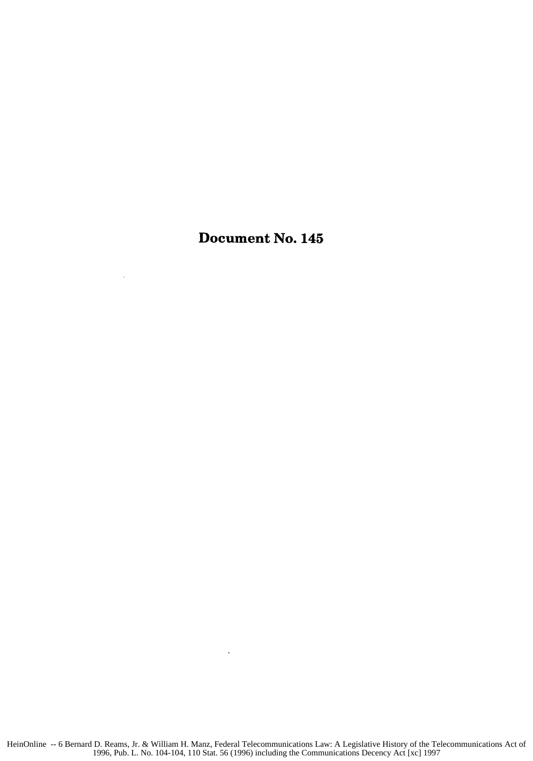# Document No. 145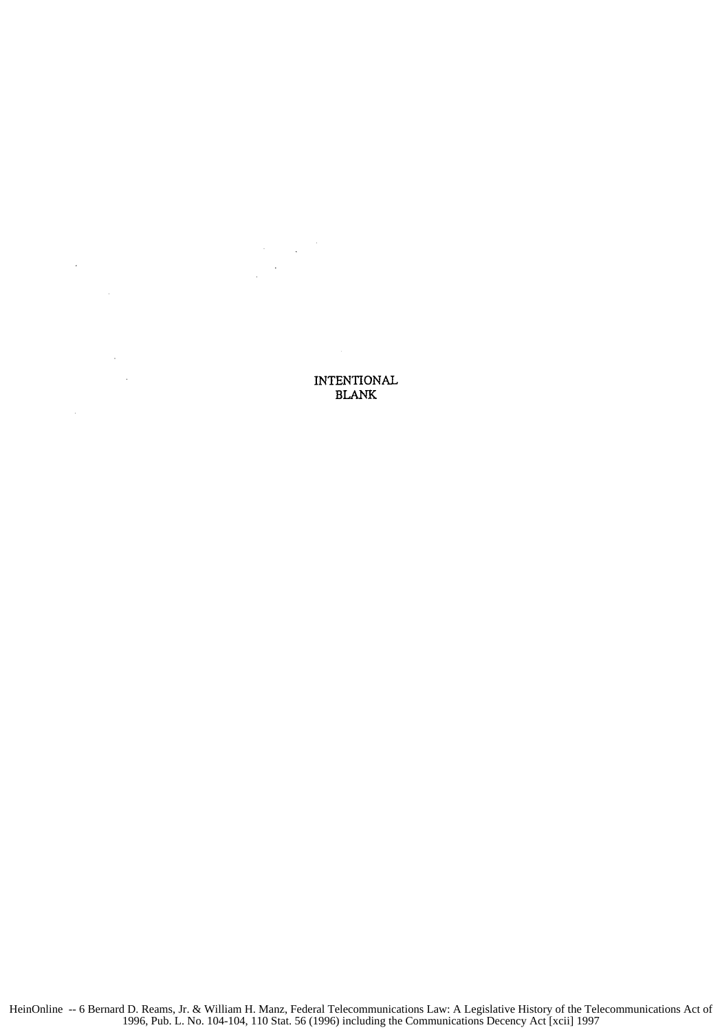INTENTIONAL
BLANK